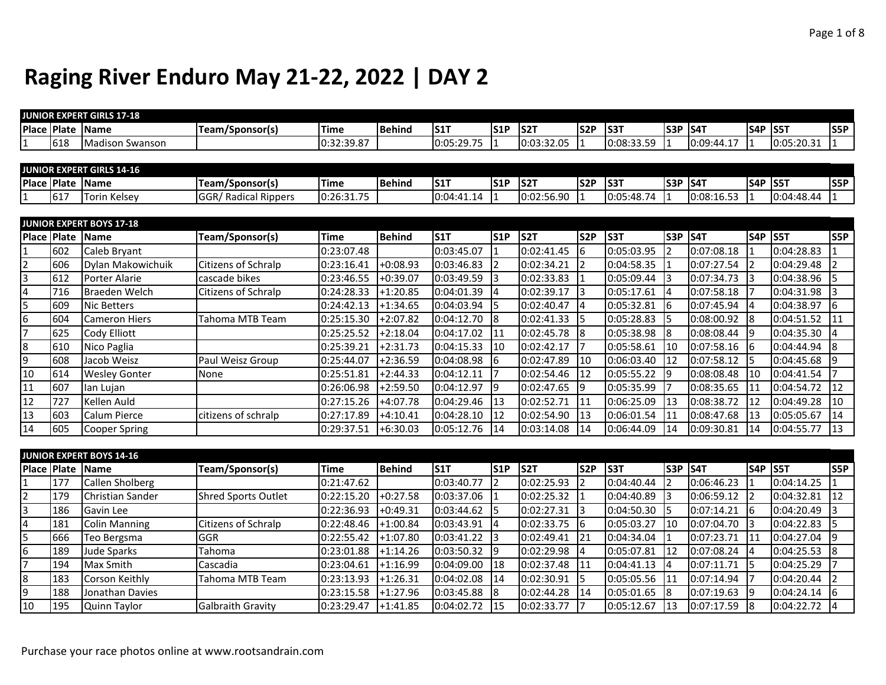# Raging River Enduro May 21-22, 2022 | DAY 2

**JUNIOR EXPERT GIRLS 17-18**

| Place | Plate | Name | Team/Sponsor(s) | Time | Behind | S1T | S1P | S2T | S2P | S3T | S3P | S4T | S4P | S5T | S5P |
|---|---|---|---|---|---|---|---|---|---|---|---|---|---|---|---|
| 1 | 618 | Madison Swanson | | 0:32:39.87 | | 0:05:29.75 | 1 | 0:03:32.05 | 1 | 0:08:33.59 | 1 | 0:09:44.17 | 1 | 0:05:20.31 | 1 |

**JUNIOR EXPERT GIRLS 14-16**

| Place | Plate | Name | Team/Sponsor(s) | Time | Behind | S1T | S1P | S2T | S2P | S3T | S3P | S4T | S4P | S5T | S5P |
|---|---|---|---|---|---|---|---|---|---|---|---|---|---|---|---|
| 1 | 617 | Torin Kelsey | GGR/ Radical Rippers | 0:26:31.75 | | 0:04:41.14 | 1 | 0:02:56.90 | 1 | 0:05:48.74 | 1 | 0:08:16.53 | 1 | 0:04:48.44 | 1 |

**JUNIOR EXPERT BOYS 17-18**

| Place | Plate | Name | Team/Sponsor(s) | Time | Behind | S1T | S1P | S2T | S2P | S3T | S3P | S4T | S4P | S5T | S5P |
|---|---|---|---|---|---|---|---|---|---|---|---|---|---|---|---|
| 1 | 602 | Caleb Bryant | | 0:23:07.48 | | 0:03:45.07 | 1 | 0:02:41.45 | 6 | 0:05:03.95 | 2 | 0:07:08.18 | 1 | 0:04:28.83 | 1 |
| 2 | 606 | Dylan Makowichuik | Citizens of Schralp | 0:23:16.41 | +0:08.93 | 0:03:46.83 | 2 | 0:02:34.21 | 2 | 0:04:58.35 | 1 | 0:07:27.54 | 2 | 0:04:29.48 | 2 |
| 3 | 612 | Porter Alarie | cascade bikes | 0:23:46.55 | +0:39.07 | 0:03:49.59 | 3 | 0:02:33.83 | 1 | 0:05:09.44 | 3 | 0:07:34.73 | 3 | 0:04:38.96 | 5 |
| 4 | 716 | Braeden Welch | Citizens of Schralp | 0:24:28.33 | +1:20.85 | 0:04:01.39 | 4 | 0:02:39.17 | 3 | 0:05:17.61 | 4 | 0:07:58.18 | 7 | 0:04:31.98 | 3 |
| 5 | 609 | Nic Betters | | 0:24:42.13 | +1:34.65 | 0:04:03.94 | 5 | 0:02:40.47 | 4 | 0:05:32.81 | 6 | 0:07:45.94 | 4 | 0:04:38.97 | 6 |
| 6 | 604 | Cameron Hiers | Tahoma MTB Team | 0:25:15.30 | +2:07.82 | 0:04:12.70 | 8 | 0:02:41.33 | 5 | 0:05:28.83 | 5 | 0:08:00.92 | 8 | 0:04:51.52 | 11 |
| 7 | 625 | Cody Elliott | | 0:25:25.52 | +2:18.04 | 0:04:17.02 | 11 | 0:02:45.78 | 8 | 0:05:38.98 | 8 | 0:08:08.44 | 9 | 0:04:35.30 | 4 |
| 8 | 610 | Nico Paglia | | 0:25:39.21 | +2:31.73 | 0:04:15.33 | 10 | 0:02:42.17 | 7 | 0:05:58.61 | 10 | 0:07:58.16 | 6 | 0:04:44.94 | 8 |
| 9 | 608 | Jacob Weisz | Paul Weisz Group | 0:25:44.07 | +2:36.59 | 0:04:08.98 | 6 | 0:02:47.89 | 10 | 0:06:03.40 | 12 | 0:07:58.12 | 5 | 0:04:45.68 | 9 |
| 10 | 614 | Wesley Gonter | None | 0:25:51.81 | +2:44.33 | 0:04:12.11 | 7 | 0:02:54.46 | 12 | 0:05:55.22 | 9 | 0:08:08.48 | 10 | 0:04:41.54 | 7 |
| 11 | 607 | Ian Lujan | | 0:26:06.98 | +2:59.50 | 0:04:12.97 | 9 | 0:02:47.65 | 9 | 0:05:35.99 | 7 | 0:08:35.65 | 11 | 0:04:54.72 | 12 |
| 12 | 727 | Kellen Auld | | 0:27:15.26 | +4:07.78 | 0:04:29.46 | 13 | 0:02:52.71 | 11 | 0:06:25.09 | 13 | 0:08:38.72 | 12 | 0:04:49.28 | 10 |
| 13 | 603 | Calum Pierce | citizens of schralp | 0:27:17.89 | +4:10.41 | 0:04:28.10 | 12 | 0:02:54.90 | 13 | 0:06:01.54 | 11 | 0:08:47.68 | 13 | 0:05:05.67 | 14 |
| 14 | 605 | Cooper Spring | | 0:29:37.51 | +6:30.03 | 0:05:12.76 | 14 | 0:03:14.08 | 14 | 0:06:44.09 | 14 | 0:09:30.81 | 14 | 0:04:55.77 | 13 |

**JUNIOR EXPERT BOYS 14-16**

| Place | Plate | Name | Team/Sponsor(s) | Time | Behind | S1T | S1P | S2T | S2P | S3T | S3P | S4T | S4P | S5T | S5P |
|---|---|---|---|---|---|---|---|---|---|---|---|---|---|---|---|
| 1 | 177 | Callen Sholberg | | 0:21:47.62 | | 0:03:40.77 | 2 | 0:02:25.93 | 2 | 0:04:40.44 | 2 | 0:06:46.23 | 1 | 0:04:14.25 | 1 |
| 2 | 179 | Christian Sander | Shred Sports Outlet | 0:22:15.20 | +0:27.58 | 0:03:37.06 | 1 | 0:02:25.32 | 1 | 0:04:40.89 | 3 | 0:06:59.12 | 2 | 0:04:32.81 | 12 |
| 3 | 186 | Gavin Lee | | 0:22:36.93 | +0:49.31 | 0:03:44.62 | 5 | 0:02:27.31 | 3 | 0:04:50.30 | 5 | 0:07:14.21 | 6 | 0:04:20.49 | 3 |
| 4 | 181 | Colin Manning | Citizens of Schralp | 0:22:48.46 | +1:00.84 | 0:03:43.91 | 4 | 0:02:33.75 | 6 | 0:05:03.27 | 10 | 0:07:04.70 | 3 | 0:04:22.83 | 5 |
| 5 | 666 | Teo Bergsma | GGR | 0:22:55.42 | +1:07.80 | 0:03:41.22 | 3 | 0:02:49.41 | 21 | 0:04:34.04 | 1 | 0:07:23.71 | 11 | 0:04:27.04 | 9 |
| 6 | 189 | Jude Sparks | Tahoma | 0:23:01.88 | +1:14.26 | 0:03:50.32 | 9 | 0:02:29.98 | 4 | 0:05:07.81 | 12 | 0:07:08.24 | 4 | 0:04:25.53 | 8 |
| 7 | 194 | Max Smith | Cascadia | 0:23:04.61 | +1:16.99 | 0:04:09.00 | 18 | 0:02:37.48 | 11 | 0:04:41.13 | 4 | 0:07:11.71 | 5 | 0:04:25.29 | 7 |
| 8 | 183 | Corson Keithly | Tahoma MTB Team | 0:23:13.93 | +1:26.31 | 0:04:02.08 | 14 | 0:02:30.91 | 5 | 0:05:05.56 | 11 | 0:07:14.94 | 7 | 0:04:20.44 | 2 |
| 9 | 188 | Jonathan Davies | | 0:23:15.58 | +1:27.96 | 0:03:45.88 | 8 | 0:02:44.28 | 14 | 0:05:01.65 | 8 | 0:07:19.63 | 9 | 0:04:24.14 | 6 |
| 10 | 195 | Quinn Taylor | Galbraith Gravity | 0:23:29.47 | +1:41.85 | 0:04:02.72 | 15 | 0:02:33.77 | 7 | 0:05:12.67 | 13 | 0:07:17.59 | 8 | 0:04:22.72 | 4 |

Purchase your race photos online at www.rootsandrain.com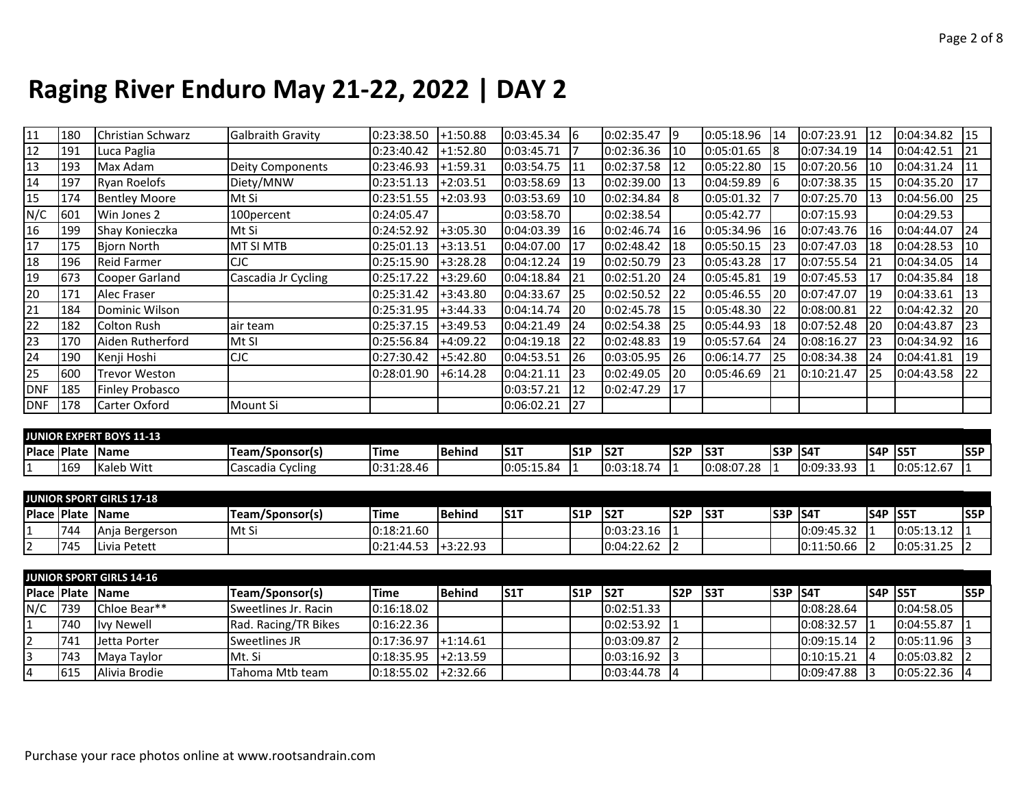# Raging River Enduro May 21-22, 2022 | DAY 2

| | | | | | | | | | | | | | | | | |
|---|---|---|---|---|---|---|---|---|---|---|---|---|---|---|---|---|
| 11 | 180 | Christian Schwarz | Galbraith Gravity | 0:23:38.50 | +1:50.88 | 0:03:45.34 | 6 | 0:02:35.47 | 9 | 0:05:18.96 | 14 | 0:07:23.91 | 12 | 0:04:34.82 | 15 |
| 12 | 191 | Luca Paglia | | 0:23:40.42 | +1:52.80 | 0:03:45.71 | 7 | 0:02:36.36 | 10 | 0:05:01.65 | 8 | 0:07:34.19 | 14 | 0:04:42.51 | 21 |
| 13 | 193 | Max Adam | Deity Components | 0:23:46.93 | +1:59.31 | 0:03:54.75 | 11 | 0:02:37.58 | 12 | 0:05:22.80 | 15 | 0:07:20.56 | 10 | 0:04:31.24 | 11 |
| 14 | 197 | Ryan Roelofs | Diety/MNW | 0:23:51.13 | +2:03.51 | 0:03:58.69 | 13 | 0:02:39.00 | 13 | 0:04:59.89 | 6 | 0:07:38.35 | 15 | 0:04:35.20 | 17 |
| 15 | 174 | Bentley Moore | Mt Si | 0:23:51.55 | +2:03.93 | 0:03:53.69 | 10 | 0:02:34.84 | 8 | 0:05:01.32 | 7 | 0:07:25.70 | 13 | 0:04:56.00 | 25 |
| N/C | 601 | Win Jones 2 | 100percent | 0:24:05.47 | | 0:03:58.70 | | 0:02:38.54 | | 0:05:42.77 | | 0:07:15.93 | | 0:04:29.53 | |
| 16 | 199 | Shay Konieczka | Mt Si | 0:24:52.92 | +3:05.30 | 0:04:03.39 | 16 | 0:02:46.74 | 16 | 0:05:34.96 | 16 | 0:07:43.76 | 16 | 0:04:44.07 | 24 |
| 17 | 175 | Bjorn North | MT SI MTB | 0:25:01.13 | +3:13.51 | 0:04:07.00 | 17 | 0:02:48.42 | 18 | 0:05:50.15 | 23 | 0:07:47.03 | 18 | 0:04:28.53 | 10 |
| 18 | 196 | Reid Farmer | CJC | 0:25:15.90 | +3:28.28 | 0:04:12.24 | 19 | 0:02:50.79 | 23 | 0:05:43.28 | 17 | 0:07:55.54 | 21 | 0:04:34.05 | 14 |
| 19 | 673 | Cooper Garland | Cascadia Jr Cycling | 0:25:17.22 | +3:29.60 | 0:04:18.84 | 21 | 0:02:51.20 | 24 | 0:05:45.81 | 19 | 0:07:45.53 | 17 | 0:04:35.84 | 18 |
| 20 | 171 | Alec Fraser | | 0:25:31.42 | +3:43.80 | 0:04:33.67 | 25 | 0:02:50.52 | 22 | 0:05:46.55 | 20 | 0:07:47.07 | 19 | 0:04:33.61 | 13 |
| 21 | 184 | Dominic Wilson | | 0:25:31.95 | +3:44.33 | 0:04:14.74 | 20 | 0:02:45.78 | 15 | 0:05:48.30 | 22 | 0:08:00.81 | 22 | 0:04:42.32 | 20 |
| 22 | 182 | Colton Rush | air team | 0:25:37.15 | +3:49.53 | 0:04:21.49 | 24 | 0:02:54.38 | 25 | 0:05:44.93 | 18 | 0:07:52.48 | 20 | 0:04:43.87 | 23 |
| 23 | 170 | Aiden Rutherford | Mt SI | 0:25:56.84 | +4:09.22 | 0:04:19.18 | 22 | 0:02:48.83 | 19 | 0:05:57.64 | 24 | 0:08:16.27 | 23 | 0:04:34.92 | 16 |
| 24 | 190 | Kenji Hoshi | CJC | 0:27:30.42 | +5:42.80 | 0:04:53.51 | 26 | 0:03:05.95 | 26 | 0:06:14.77 | 25 | 0:08:34.38 | 24 | 0:04:41.81 | 19 |
| 25 | 600 | Trevor Weston | | 0:28:01.90 | +6:14.28 | 0:04:21.11 | 23 | 0:02:49.05 | 20 | 0:05:46.69 | 21 | 0:10:21.47 | 25 | 0:04:43.58 | 22 |
| DNF | 185 | Finley Probasco | | | | 0:03:57.21 | 12 | 0:02:47.29 | 17 | | | | | | |
| DNF | 178 | Carter Oxford | Mount Si | | | 0:06:02.21 | 27 | | | | | | | | |

**JUNIOR EXPERT BOYS 11-13**

| Place | Plate | Name | Team/Sponsor(s) | Time | Behind | S1T | S1P | S2T | S2P | S3T | S3P | S4T | S4P | S5T | S5P |
|---|---|---|---|---|---|---|---|---|---|---|---|---|---|---|---|
| 1 | 169 | Kaleb Witt | Cascadia Cycling | 0:31:28.46 | | 0:05:15.84 | 1 | 0:03:18.74 | 1 | 0:08:07.28 | 1 | 0:09:33.93 | 1 | 0:05:12.67 | 1 |

**JUNIOR SPORT GIRLS 17-18**

| Place | Plate | Name | Team/Sponsor(s) | Time | Behind | S1T | S1P | S2T | S2P | S3T | S3P | S4T | S4P | S5T | S5P |
|---|---|---|---|---|---|---|---|---|---|---|---|---|---|---|---|
| 1 | 744 | Anja Bergerson | Mt Si | 0:18:21.60 | | | | 0:03:23.16 | 1 | | | 0:09:45.32 | 1 | 0:05:13.12 | 1 |
| 2 | 745 | Livia Petett | | 0:21:44.53 | +3:22.93 | | | 0:04:22.62 | 2 | | | 0:11:50.66 | 2 | 0:05:31.25 | 2 |

**JUNIOR SPORT GIRLS 14-16**

| Place | Plate | Name | Team/Sponsor(s) | Time | Behind | S1T | S1P | S2T | S2P | S3T | S3P | S4T | S4P | S5T | S5P |
|---|---|---|---|---|---|---|---|---|---|---|---|---|---|---|---|
| N/C | 739 | Chloe Bear** | Sweetlines Jr. Racin | 0:16:18.02 | | | | 0:02:51.33 | | | | 0:08:28.64 | | 0:04:58.05 | |
| 1 | 740 | Ivy Newell | Rad. Racing/TR Bikes | 0:16:22.36 | | | | 0:02:53.92 | 1 | | | 0:08:32.57 | 1 | 0:04:55.87 | 1 |
| 2 | 741 | Jetta Porter | Sweetlines JR | 0:17:36.97 | +1:14.61 | | | 0:03:09.87 | 2 | | | 0:09:15.14 | 2 | 0:05:11.96 | 3 |
| 3 | 743 | Maya Taylor | Mt. Si | 0:18:35.95 | +2:13.59 | | | 0:03:16.92 | 3 | | | 0:10:15.21 | 4 | 0:05:03.82 | 2 |
| 4 | 615 | Alivia Brodie | Tahoma Mtb team | 0:18:55.02 | +2:32.66 | | | 0:03:44.78 | 4 | | | 0:09:47.88 | 3 | 0:05:22.36 | 4 |

Purchase your race photos online at www.rootsandrain.com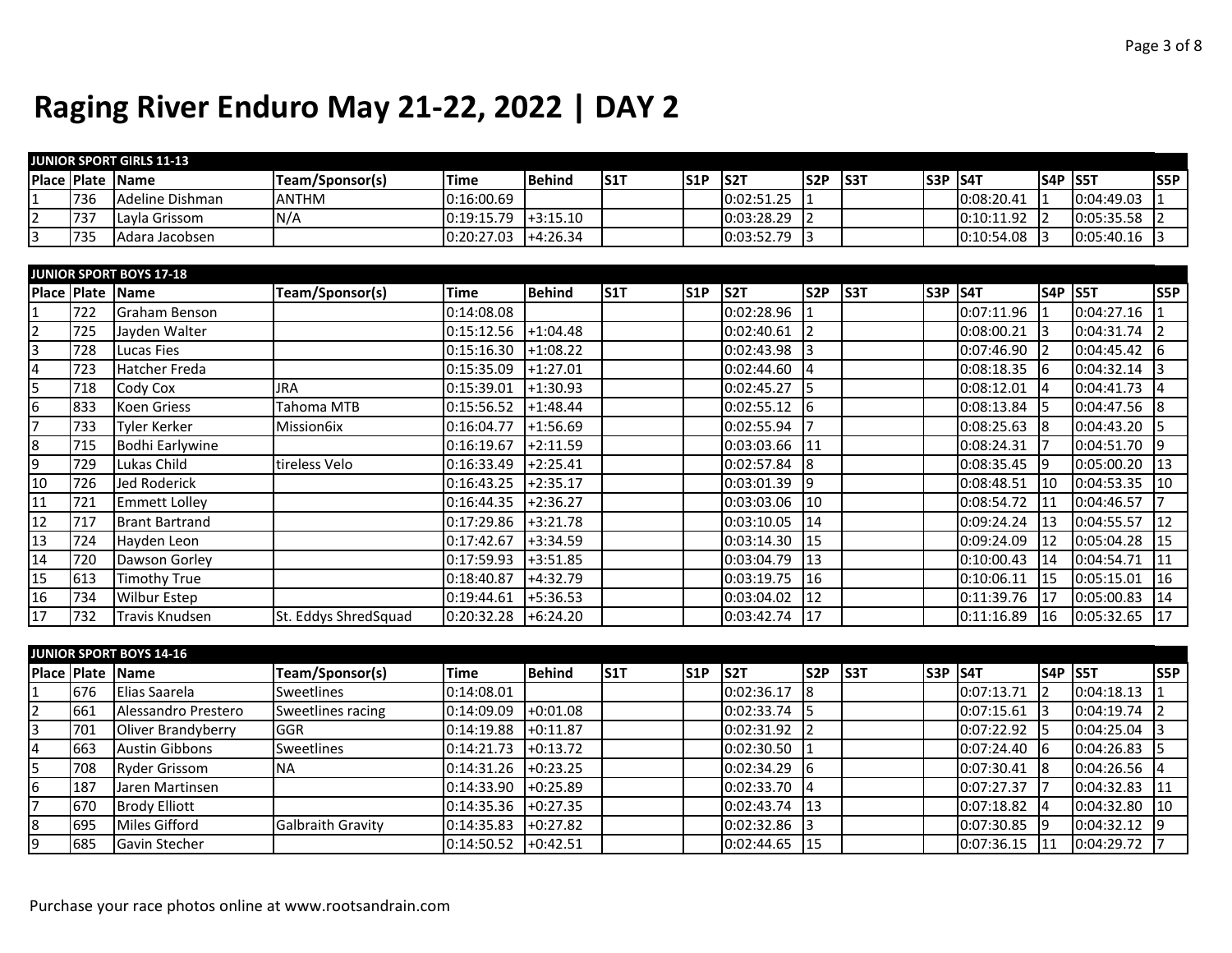# Raging River Enduro May 21-22, 2022 | DAY 2

| JUNIOR SPORT GIRLS 11-13 | | | | | | | | | | | | | | | | |
|---|---|---|---|---|---|---|---|---|---|---|---|---|---|---|---|---|
| Place | Plate | Name | Team/Sponsor(s) | Time | Behind | S1T | S1P | S2T | S2P | S3T | S3P | S4T | S4P | S5T | S5P |
| 1 | 736 | Adeline Dishman | ANTHM | 0:16:00.69 | | | | 0:02:51.25 | 1 | | | 0:08:20.41 | 1 | 0:04:49.03 | 1 |
| 2 | 737 | Layla Grissom | N/A | 0:19:15.79 | +3:15.10 | | | 0:03:28.29 | 2 | | | 0:10:11.92 | 2 | 0:05:35.58 | 2 |
| 3 | 735 | Adara Jacobsen | | 0:20:27.03 | +4:26.34 | | | 0:03:52.79 | 3 | | | 0:10:54.08 | 3 | 0:05:40.16 | 3 |

| JUNIOR SPORT BOYS 17-18 | | | | | | | | | | | | | | | |
|---|---|---|---|---|---|---|---|---|---|---|---|---|---|---|---|
| Place | Plate | Name | Team/Sponsor(s) | Time | Behind | S1T | S1P | S2T | S2P | S3T | S3P | S4T | S4P | S5T | S5P |
| 1 | 722 | Graham Benson | | 0:14:08.08 | | | | 0:02:28.96 | 1 | | | 0:07:11.96 | 1 | 0:04:27.16 | 1 |
| 2 | 725 | Jayden Walter | | 0:15:12.56 | +1:04.48 | | | 0:02:40.61 | 2 | | | 0:08:00.21 | 3 | 0:04:31.74 | 2 |
| 3 | 728 | Lucas Fies | | 0:15:16.30 | +1:08.22 | | | 0:02:43.98 | 3 | | | 0:07:46.90 | 2 | 0:04:45.42 | 6 |
| 4 | 723 | Hatcher Freda | | 0:15:35.09 | +1:27.01 | | | 0:02:44.60 | 4 | | | 0:08:18.35 | 6 | 0:04:32.14 | 3 |
| 5 | 718 | Cody Cox | JRA | 0:15:39.01 | +1:30.93 | | | 0:02:45.27 | 5 | | | 0:08:12.01 | 4 | 0:04:41.73 | 4 |
| 6 | 833 | Koen Griess | Tahoma MTB | 0:15:56.52 | +1:48.44 | | | 0:02:55.12 | 6 | | | 0:08:13.84 | 5 | 0:04:47.56 | 8 |
| 7 | 733 | Tyler Kerker | Mission6ix | 0:16:04.77 | +1:56.69 | | | 0:02:55.94 | 7 | | | 0:08:25.63 | 8 | 0:04:43.20 | 5 |
| 8 | 715 | Bodhi Earlywine | | 0:16:19.67 | +2:11.59 | | | 0:03:03.66 | 11 | | | 0:08:24.31 | 7 | 0:04:51.70 | 9 |
| 9 | 729 | Lukas Child | tireless Velo | 0:16:33.49 | +2:25.41 | | | 0:02:57.84 | 8 | | | 0:08:35.45 | 9 | 0:05:00.20 | 13 |
| 10 | 726 | Jed Roderick | | 0:16:43.25 | +2:35.17 | | | 0:03:01.39 | 9 | | | 0:08:48.51 | 10 | 0:04:53.35 | 10 |
| 11 | 721 | Emmett Lolley | | 0:16:44.35 | +2:36.27 | | | 0:03:03.06 | 10 | | | 0:08:54.72 | 11 | 0:04:46.57 | 7 |
| 12 | 717 | Brant Bartrand | | 0:17:29.86 | +3:21.78 | | | 0:03:10.05 | 14 | | | 0:09:24.24 | 13 | 0:04:55.57 | 12 |
| 13 | 724 | Hayden Leon | | 0:17:42.67 | +3:34.59 | | | 0:03:14.30 | 15 | | | 0:09:24.09 | 12 | 0:05:04.28 | 15 |
| 14 | 720 | Dawson Gorley | | 0:17:59.93 | +3:51.85 | | | 0:03:04.79 | 13 | | | 0:10:00.43 | 14 | 0:04:54.71 | 11 |
| 15 | 613 | Timothy True | | 0:18:40.87 | +4:32.79 | | | 0:03:19.75 | 16 | | | 0:10:06.11 | 15 | 0:05:15.01 | 16 |
| 16 | 734 | Wilbur Estep | | 0:19:44.61 | +5:36.53 | | | 0:03:04.02 | 12 | | | 0:11:39.76 | 17 | 0:05:00.83 | 14 |
| 17 | 732 | Travis Knudsen | St. Eddys ShredSquad | 0:20:32.28 | +6:24.20 | | | 0:03:42.74 | 17 | | | 0:11:16.89 | 16 | 0:05:32.65 | 17 |

| JUNIOR SPORT BOYS 14-16 | | | | | | | | | | | | | | | |
|---|---|---|---|---|---|---|---|---|---|---|---|---|---|---|---|
| Place | Plate | Name | Team/Sponsor(s) | Time | Behind | S1T | S1P | S2T | S2P | S3T | S3P | S4T | S4P | S5T | S5P |
| 1 | 676 | Elias Saarela | Sweetlines | 0:14:08.01 | | | | 0:02:36.17 | 8 | | | 0:07:13.71 | 2 | 0:04:18.13 | 1 |
| 2 | 661 | Alessandro Prestero | Sweetlines racing | 0:14:09.09 | +0:01.08 | | | 0:02:33.74 | 5 | | | 0:07:15.61 | 3 | 0:04:19.74 | 2 |
| 3 | 701 | Oliver Brandyberry | GGR | 0:14:19.88 | +0:11.87 | | | 0:02:31.92 | 2 | | | 0:07:22.92 | 5 | 0:04:25.04 | 3 |
| 4 | 663 | Austin Gibbons | Sweetlines | 0:14:21.73 | +0:13.72 | | | 0:02:30.50 | 1 | | | 0:07:24.40 | 6 | 0:04:26.83 | 5 |
| 5 | 708 | Ryder Grissom | NA | 0:14:31.26 | +0:23.25 | | | 0:02:34.29 | 6 | | | 0:07:30.41 | 8 | 0:04:26.56 | 4 |
| 6 | 187 | Jaren Martinsen | | 0:14:33.90 | +0:25.89 | | | 0:02:33.70 | 4 | | | 0:07:27.37 | 7 | 0:04:32.83 | 11 |
| 7 | 670 | Brody Elliott | | 0:14:35.36 | +0:27.35 | | | 0:02:43.74 | 13 | | | 0:07:18.82 | 4 | 0:04:32.80 | 10 |
| 8 | 695 | Miles Gifford | Galbraith Gravity | 0:14:35.83 | +0:27.82 | | | 0:02:32.86 | 3 | | | 0:07:30.85 | 9 | 0:04:32.12 | 9 |
| 9 | 685 | Gavin Stecher | | 0:14:50.52 | +0:42.51 | | | 0:02:44.65 | 15 | | | 0:07:36.15 | 11 | 0:04:29.72 | 7 |

Purchase your race photos online at www.rootsandrain.com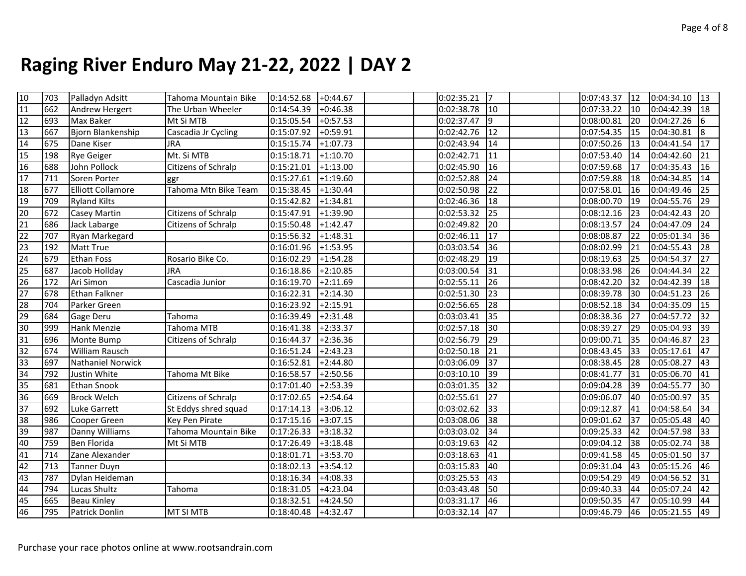# Raging River Enduro May 21-22, 2022 | DAY 2

| | | | | | | | | | | | | | | |
|---|---|---|---|---|---|---|---|---|---|---|---|---|---|---|
| 10 | 703 | Palladyn Adsitt | Tahoma Mountain Bike | 0:14:52.68 | +0:44.67 | | | 0:02:35.21 | 7 | | | 0:07:43.37 | 12 | 0:04:34.10 | 13 |
| 11 | 662 | Andrew Hergert | The Urban Wheeler | 0:14:54.39 | +0:46.38 | | | 0:02:38.78 | 10 | | | 0:07:33.22 | 10 | 0:04:42.39 | 18 |
| 12 | 693 | Max Baker | Mt Si MTB | 0:15:05.54 | +0:57.53 | | | 0:02:37.47 | 9 | | | 0:08:00.81 | 20 | 0:04:27.26 | 6 |
| 13 | 667 | Bjorn Blankenship | Cascadia Jr Cycling | 0:15:07.92 | +0:59.91 | | | 0:02:42.76 | 12 | | | 0:07:54.35 | 15 | 0:04:30.81 | 8 |
| 14 | 675 | Dane Kiser | JRA | 0:15:15.74 | +1:07.73 | | | 0:02:43.94 | 14 | | | 0:07:50.26 | 13 | 0:04:41.54 | 17 |
| 15 | 198 | Rye Geiger | Mt. Si MTB | 0:15:18.71 | +1:10.70 | | | 0:02:42.71 | 11 | | | 0:07:53.40 | 14 | 0:04:42.60 | 21 |
| 16 | 688 | John Pollock | Citizens of Schralp | 0:15:21.01 | +1:13.00 | | | 0:02:45.90 | 16 | | | 0:07:59.68 | 17 | 0:04:35.43 | 16 |
| 17 | 711 | Soren Porter | ggr | 0:15:27.61 | +1:19.60 | | | 0:02:52.88 | 24 | | | 0:07:59.88 | 18 | 0:04:34.85 | 14 |
| 18 | 677 | Elliott Collamore | Tahoma Mtn Bike Team | 0:15:38.45 | +1:30.44 | | | 0:02:50.98 | 22 | | | 0:07:58.01 | 16 | 0:04:49.46 | 25 |
| 19 | 709 | Ryland Kilts | | 0:15:42.82 | +1:34.81 | | | 0:02:46.36 | 18 | | | 0:08:00.70 | 19 | 0:04:55.76 | 29 |
| 20 | 672 | Casey Martin | Citizens of Schralp | 0:15:47.91 | +1:39.90 | | | 0:02:53.32 | 25 | | | 0:08:12.16 | 23 | 0:04:42.43 | 20 |
| 21 | 686 | Jack Labarge | Citizens of Schralp | 0:15:50.48 | +1:42.47 | | | 0:02:49.82 | 20 | | | 0:08:13.57 | 24 | 0:04:47.09 | 24 |
| 22 | 707 | Ryan Markegard | | 0:15:56.32 | +1:48.31 | | | 0:02:46.11 | 17 | | | 0:08:08.87 | 22 | 0:05:01.34 | 36 |
| 23 | 192 | Matt True | | 0:16:01.96 | +1:53.95 | | | 0:03:03.54 | 36 | | | 0:08:02.99 | 21 | 0:04:55.43 | 28 |
| 24 | 679 | Ethan Foss | Rosario Bike Co. | 0:16:02.29 | +1:54.28 | | | 0:02:48.29 | 19 | | | 0:08:19.63 | 25 | 0:04:54.37 | 27 |
| 25 | 687 | Jacob Hollday | JRA | 0:16:18.86 | +2:10.85 | | | 0:03:00.54 | 31 | | | 0:08:33.98 | 26 | 0:04:44.34 | 22 |
| 26 | 172 | Ari Simon | Cascadia Junior | 0:16:19.70 | +2:11.69 | | | 0:02:55.11 | 26 | | | 0:08:42.20 | 32 | 0:04:42.39 | 18 |
| 27 | 678 | Ethan Falkner | | 0:16:22.31 | +2:14.30 | | | 0:02:51.30 | 23 | | | 0:08:39.78 | 30 | 0:04:51.23 | 26 |
| 28 | 704 | Parker Green | | 0:16:23.92 | +2:15.91 | | | 0:02:56.65 | 28 | | | 0:08:52.18 | 34 | 0:04:35.09 | 15 |
| 29 | 684 | Gage Deru | Tahoma | 0:16:39.49 | +2:31.48 | | | 0:03:03.41 | 35 | | | 0:08:38.36 | 27 | 0:04:57.72 | 32 |
| 30 | 999 | Hank Menzie | Tahoma MTB | 0:16:41.38 | +2:33.37 | | | 0:02:57.18 | 30 | | | 0:08:39.27 | 29 | 0:05:04.93 | 39 |
| 31 | 696 | Monte Bump | Citizens of Schralp | 0:16:44.37 | +2:36.36 | | | 0:02:56.79 | 29 | | | 0:09:00.71 | 35 | 0:04:46.87 | 23 |
| 32 | 674 | William Rausch | | 0:16:51.24 | +2:43.23 | | | 0:02:50.18 | 21 | | | 0:08:43.45 | 33 | 0:05:17.61 | 47 |
| 33 | 697 | Nathaniel Norwick | | 0:16:52.81 | +2:44.80 | | | 0:03:06.09 | 37 | | | 0:08:38.45 | 28 | 0:05:08.27 | 43 |
| 34 | 792 | Justin White | Tahoma Mt Bike | 0:16:58.57 | +2:50.56 | | | 0:03:10.10 | 39 | | | 0:08:41.77 | 31 | 0:05:06.70 | 41 |
| 35 | 681 | Ethan Snook | | 0:17:01.40 | +2:53.39 | | | 0:03:01.35 | 32 | | | 0:09:04.28 | 39 | 0:04:55.77 | 30 |
| 36 | 669 | Brock Welch | Citizens of Schralp | 0:17:02.65 | +2:54.64 | | | 0:02:55.61 | 27 | | | 0:09:06.07 | 40 | 0:05:00.97 | 35 |
| 37 | 692 | Luke Garrett | St Eddys shred squad | 0:17:14.13 | +3:06.12 | | | 0:03:02.62 | 33 | | | 0:09:12.87 | 41 | 0:04:58.64 | 34 |
| 38 | 986 | Cooper Green | Key Pen Pirate | 0:17:15.16 | +3:07.15 | | | 0:03:08.06 | 38 | | | 0:09:01.62 | 37 | 0:05:05.48 | 40 |
| 39 | 987 | Danny Williams | Tahoma Mountain Bike | 0:17:26.33 | +3:18.32 | | | 0:03:03.02 | 34 | | | 0:09:25.33 | 42 | 0:04:57.98 | 33 |
| 40 | 759 | Ben Florida | Mt Si MTB | 0:17:26.49 | +3:18.48 | | | 0:03:19.63 | 42 | | | 0:09:04.12 | 38 | 0:05:02.74 | 38 |
| 41 | 714 | Zane Alexander | | 0:18:01.71 | +3:53.70 | | | 0:03:18.63 | 41 | | | 0:09:41.58 | 45 | 0:05:01.50 | 37 |
| 42 | 713 | Tanner Duyn | | 0:18:02.13 | +3:54.12 | | | 0:03:15.83 | 40 | | | 0:09:31.04 | 43 | 0:05:15.26 | 46 |
| 43 | 787 | Dylan Heideman | | 0:18:16.34 | +4:08.33 | | | 0:03:25.53 | 43 | | | 0:09:54.29 | 49 | 0:04:56.52 | 31 |
| 44 | 794 | Lucas Shultz | Tahoma | 0:18:31.05 | +4:23.04 | | | 0:03:43.48 | 50 | | | 0:09:40.33 | 44 | 0:05:07.24 | 42 |
| 45 | 665 | Beau Kinley | | 0:18:32.51 | +4:24.50 | | | 0:03:31.17 | 46 | | | 0:09:50.35 | 47 | 0:05:10.99 | 44 |
| 46 | 795 | Patrick Donlin | MT SI MTB | 0:18:40.48 | +4:32.47 | | | 0:03:32.14 | 47 | | | 0:09:46.79 | 46 | 0:05:21.55 | 49 |

Purchase your race photos online at www.rootsandrain.com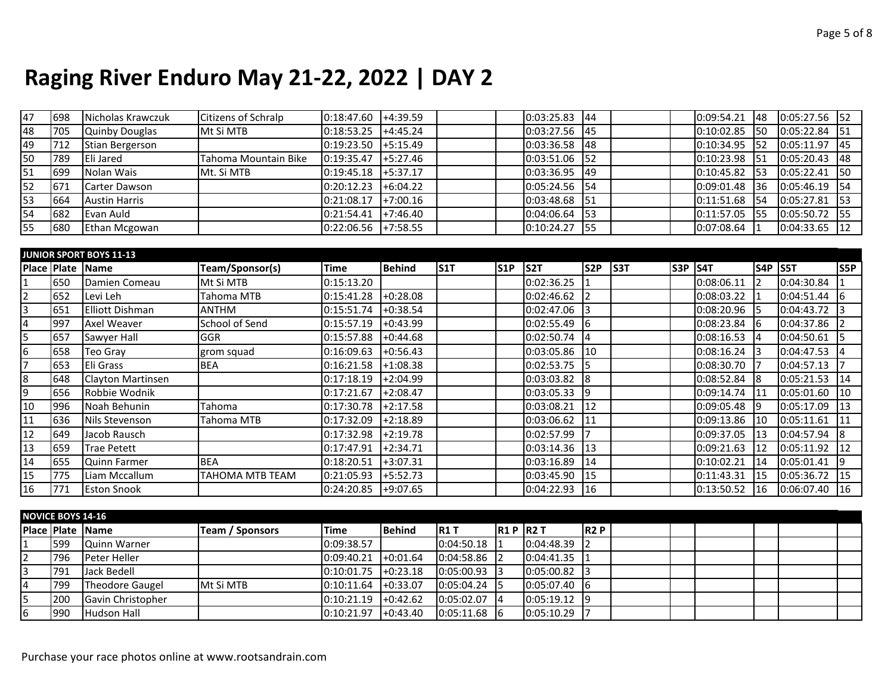# Raging River Enduro May 21-22, 2022 | DAY 2

| | | | | | | | | | | | | | | | | |
|---|---|---|---|---|---|---|---|---|---|---|---|---|---|---|---|---|
| 47 | 698 | Nicholas Krawczuk | Citizens of Schralp | 0:18:47.60 | +4:39.59 | | | 0:03:25.83 | 44 | | | 0:09:54.21 | 48 | 0:05:27.56 | 52 |
| 48 | 705 | Quinby Douglas | Mt Si MTB | 0:18:53.25 | +4:45.24 | | | 0:03:27.56 | 45 | | | 0:10:02.85 | 50 | 0:05:22.84 | 51 |
| 49 | 712 | Stian Bergerson | | 0:19:23.50 | +5:15.49 | | | 0:03:36.58 | 48 | | | 0:10:34.95 | 52 | 0:05:11.97 | 45 |
| 50 | 789 | Eli Jared | Tahoma Mountain Bike | 0:19:35.47 | +5:27.46 | | | 0:03:51.06 | 52 | | | 0:10:23.98 | 51 | 0:05:20.43 | 48 |
| 51 | 699 | Nolan Wais | Mt. Si MTB | 0:19:45.18 | +5:37.17 | | | 0:03:36.95 | 49 | | | 0:10:45.82 | 53 | 0:05:22.41 | 50 |
| 52 | 671 | Carter Dawson | | 0:20:12.23 | +6:04.22 | | | 0:05:24.56 | 54 | | | 0:09:01.48 | 36 | 0:05:46.19 | 54 |
| 53 | 664 | Austin Harris | | 0:21:08.17 | +7:00.16 | | | 0:03:48.68 | 51 | | | 0:11:51.68 | 54 | 0:05:27.81 | 53 |
| 54 | 682 | Evan Auld | | 0:21:54.41 | +7:46.40 | | | 0:04:06.64 | 53 | | | 0:11:57.05 | 55 | 0:05:50.72 | 55 |
| 55 | 680 | Ethan Mcgowan | | 0:22:06.56 | +7:58.55 | | | 0:10:24.27 | 55 | | | 0:07:08.64 | 1 | 0:04:33.65 | 12 |

**JUNIOR SPORT BOYS 11-13**

| Place | Plate | Name | Team/Sponsor(s) | Time | Behind | S1T | S1P | S2T | S2P | S3T | S3P | S4T | S4P | S5T | S5P |
|---|---|---|---|---|---|---|---|---|---|---|---|---|---|---|---|
| 1 | 650 | Damien Comeau | Mt Si MTB | 0:15:13.20 | | | | 0:02:36.25 | 1 | | | 0:08:06.11 | 2 | 0:04:30.84 | 1 |
| 2 | 652 | Levi Leh | Tahoma MTB | 0:15:41.28 | +0:28.08 | | | 0:02:46.62 | 2 | | | 0:08:03.22 | 1 | 0:04:51.44 | 6 |
| 3 | 651 | Elliott Dishman | ANTHM | 0:15:51.74 | +0:38.54 | | | 0:02:47.06 | 3 | | | 0:08:20.96 | 5 | 0:04:43.72 | 3 |
| 4 | 997 | Axel Weaver | School of Send | 0:15:57.19 | +0:43.99 | | | 0:02:55.49 | 6 | | | 0:08:23.84 | 6 | 0:04:37.86 | 2 |
| 5 | 657 | Sawyer Hall | GGR | 0:15:57.88 | +0:44.68 | | | 0:02:50.74 | 4 | | | 0:08:16.53 | 4 | 0:04:50.61 | 5 |
| 6 | 658 | Teo Gray | grom squad | 0:16:09.63 | +0:56.43 | | | 0:03:05.86 | 10 | | | 0:08:16.24 | 3 | 0:04:47.53 | 4 |
| 7 | 653 | Eli Grass | BEA | 0:16:21.58 | +1:08.38 | | | 0:02:53.75 | 5 | | | 0:08:30.70 | 7 | 0:04:57.13 | 7 |
| 8 | 648 | Clayton Martinsen | | 0:17:18.19 | +2:04.99 | | | 0:03:03.82 | 8 | | | 0:08:52.84 | 8 | 0:05:21.53 | 14 |
| 9 | 656 | Robbie Wodnik | | 0:17:21.67 | +2:08.47 | | | 0:03:05.33 | 9 | | | 0:09:14.74 | 11 | 0:05:01.60 | 10 |
| 10 | 996 | Noah Behunin | Tahoma | 0:17:30.78 | +2:17.58 | | | 0:03:08.21 | 12 | | | 0:09:05.48 | 9 | 0:05:17.09 | 13 |
| 11 | 636 | Nils Stevenson | Tahoma MTB | 0:17:32.09 | +2:18.89 | | | 0:03:06.62 | 11 | | | 0:09:13.86 | 10 | 0:05:11.61 | 11 |
| 12 | 649 | Jacob Rausch | | 0:17:32.98 | +2:19.78 | | | 0:02:57.99 | 7 | | | 0:09:37.05 | 13 | 0:04:57.94 | 8 |
| 13 | 659 | Trae Petett | | 0:17:47.91 | +2:34.71 | | | 0:03:14.36 | 13 | | | 0:09:21.63 | 12 | 0:05:11.92 | 12 |
| 14 | 655 | Quinn Farmer | BEA | 0:18:20.51 | +3:07.31 | | | 0:03:16.89 | 14 | | | 0:10:02.21 | 14 | 0:05:01.41 | 9 |
| 15 | 775 | Liam Mccallum | TAHOMA MTB TEAM | 0:21:05.93 | +5:52.73 | | | 0:03:45.90 | 15 | | | 0:11:43.31 | 15 | 0:05:36.72 | 15 |
| 16 | 771 | Eston Snook | | 0:24:20.85 | +9:07.65 | | | 0:04:22.93 | 16 | | | 0:13:50.52 | 16 | 0:06:07.40 | 16 |

**NOVICE BOYS 14-16**

| Place | Plate | Name | Team / Sponsors | Time | Behind | R1 T | R1 P | R2 T | R2 P |
|---|---|---|---|---|---|---|---|---|---|
| 1 | 599 | Quinn Warner | | 0:09:38.57 | | 0:04:50.18 | 1 | 0:04:48.39 | 2 |
| 2 | 796 | Peter Heller | | 0:09:40.21 | +0:01.64 | 0:04:58.86 | 2 | 0:04:41.35 | 1 |
| 3 | 791 | Jack Bedell | | 0:10:01.75 | +0:23.18 | 0:05:00.93 | 3 | 0:05:00.82 | 3 |
| 4 | 799 | Theodore Gaugel | Mt Si MTB | 0:10:11.64 | +0:33.07 | 0:05:04.24 | 5 | 0:05:07.40 | 6 |
| 5 | 200 | Gavin Christopher | | 0:10:21.19 | +0:42.62 | 0:05:02.07 | 4 | 0:05:19.12 | 9 |
| 6 | 990 | Hudson Hall | | 0:10:21.97 | +0:43.40 | 0:05:11.68 | 6 | 0:05:10.29 | 7 |

Purchase your race photos online at www.rootsandrain.com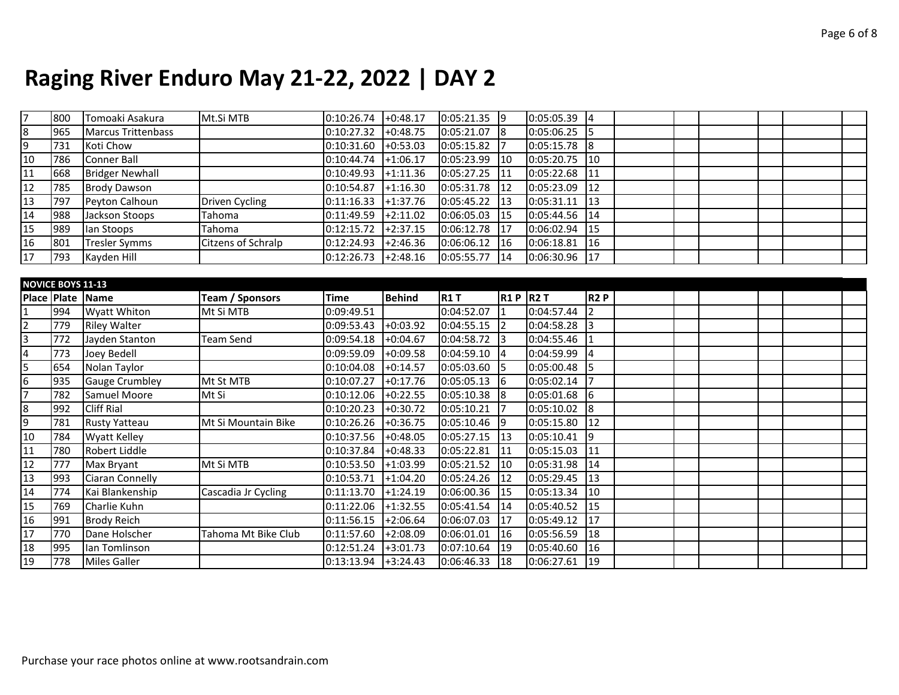# Raging River Enduro May 21-22, 2022 | DAY 2

| | | | | | | | | | | | | | | | | |
|---|---|---|---|---|---|---|---|---|---|---|---|---|---|---|---|---|
| 7 | 800 | Tomoaki Asakura | Mt.Si MTB | 0:10:26.74 | +0:48.17 | 0:05:21.35 | 9 | 0:05:05.39 | 4 | | | | | | | |
| 8 | 965 | Marcus Trittenbass | | 0:10:27.32 | +0:48.75 | 0:05:21.07 | 8 | 0:05:06.25 | 5 | | | | | | | |
| 9 | 731 | Koti Chow | | 0:10:31.60 | +0:53.03 | 0:05:15.82 | 7 | 0:05:15.78 | 8 | | | | | | | |
| 10 | 786 | Conner Ball | | 0:10:44.74 | +1:06.17 | 0:05:23.99 | 10 | 0:05:20.75 | 10 | | | | | | | |
| 11 | 668 | Bridger Newhall | | 0:10:49.93 | +1:11.36 | 0:05:27.25 | 11 | 0:05:22.68 | 11 | | | | | | | |
| 12 | 785 | Brody Dawson | | 0:10:54.87 | +1:16.30 | 0:05:31.78 | 12 | 0:05:23.09 | 12 | | | | | | | |
| 13 | 797 | Peyton Calhoun | Driven Cycling | 0:11:16.33 | +1:37.76 | 0:05:45.22 | 13 | 0:05:31.11 | 13 | | | | | | | |
| 14 | 988 | Jackson Stoops | Tahoma | 0:11:49.59 | +2:11.02 | 0:06:05.03 | 15 | 0:05:44.56 | 14 | | | | | | | |
| 15 | 989 | Ian Stoops | Tahoma | 0:12:15.72 | +2:37.15 | 0:06:12.78 | 17 | 0:06:02.94 | 15 | | | | | | | |
| 16 | 801 | Tresler Symms | Citzens of Schralp | 0:12:24.93 | +2:46.36 | 0:06:06.12 | 16 | 0:06:18.81 | 16 | | | | | | | |
| 17 | 793 | Kayden Hill | | 0:12:26.73 | +2:48.16 | 0:05:55.77 | 14 | 0:06:30.96 | 17 | | | | | | | |

**NOVICE BOYS 11-13**

| Place | Plate | Name | Team / Sponsors | Time | Behind | R1 T | R1 P | R2 T | R2 P | | | | | | | |
|---|---|---|---|---|---|---|---|---|---|---|---|---|---|---|---|---|
| 1 | 994 | Wyatt Whiton | Mt Si MTB | 0:09:49.51 | | 0:04:52.07 | 1 | 0:04:57.44 | 2 | | | | | | | |
| 2 | 779 | Riley Walter | | 0:09:53.43 | +0:03.92 | 0:04:55.15 | 2 | 0:04:58.28 | 3 | | | | | | | |
| 3 | 772 | Jayden Stanton | Team Send | 0:09:54.18 | +0:04.67 | 0:04:58.72 | 3 | 0:04:55.46 | 1 | | | | | | | |
| 4 | 773 | Joey Bedell | | 0:09:59.09 | +0:09.58 | 0:04:59.10 | 4 | 0:04:59.99 | 4 | | | | | | | |
| 5 | 654 | Nolan Taylor | | 0:10:04.08 | +0:14.57 | 0:05:03.60 | 5 | 0:05:00.48 | 5 | | | | | | | |
| 6 | 935 | Gauge Crumbley | Mt St MTB | 0:10:07.27 | +0:17.76 | 0:05:05.13 | 6 | 0:05:02.14 | 7 | | | | | | | |
| 7 | 782 | Samuel Moore | Mt Si | 0:10:12.06 | +0:22.55 | 0:05:10.38 | 8 | 0:05:01.68 | 6 | | | | | | | |
| 8 | 992 | Cliff Rial | | 0:10:20.23 | +0:30.72 | 0:05:10.21 | 7 | 0:05:10.02 | 8 | | | | | | | |
| 9 | 781 | Rusty Yatteau | Mt Si Mountain Bike | 0:10:26.26 | +0:36.75 | 0:05:10.46 | 9 | 0:05:15.80 | 12 | | | | | | | |
| 10 | 784 | Wyatt Kelley | | 0:10:37.56 | +0:48.05 | 0:05:27.15 | 13 | 0:05:10.41 | 9 | | | | | | | |
| 11 | 780 | Robert Liddle | | 0:10:37.84 | +0:48.33 | 0:05:22.81 | 11 | 0:05:15.03 | 11 | | | | | | | |
| 12 | 777 | Max Bryant | Mt Si MTB | 0:10:53.50 | +1:03.99 | 0:05:21.52 | 10 | 0:05:31.98 | 14 | | | | | | | |
| 13 | 993 | Ciaran Connelly | | 0:10:53.71 | +1:04.20 | 0:05:24.26 | 12 | 0:05:29.45 | 13 | | | | | | | |
| 14 | 774 | Kai Blankenship | Cascadia Jr Cycling | 0:11:13.70 | +1:24.19 | 0:06:00.36 | 15 | 0:05:13.34 | 10 | | | | | | | |
| 15 | 769 | Charlie Kuhn | | 0:11:22.06 | +1:32.55 | 0:05:41.54 | 14 | 0:05:40.52 | 15 | | | | | | | |
| 16 | 991 | Brody Reich | | 0:11:56.15 | +2:06.64 | 0:06:07.03 | 17 | 0:05:49.12 | 17 | | | | | | | |
| 17 | 770 | Dane Holscher | Tahoma Mt Bike Club | 0:11:57.60 | +2:08.09 | 0:06:01.01 | 16 | 0:05:56.59 | 18 | | | | | | | |
| 18 | 995 | Ian Tomlinson | | 0:12:51.24 | +3:01.73 | 0:07:10.64 | 19 | 0:05:40.60 | 16 | | | | | | | |
| 19 | 778 | Miles Galler | | 0:13:13.94 | +3:24.43 | 0:06:46.33 | 18 | 0:06:27.61 | 19 | | | | | | | |

Purchase your race photos online at www.rootsandrain.com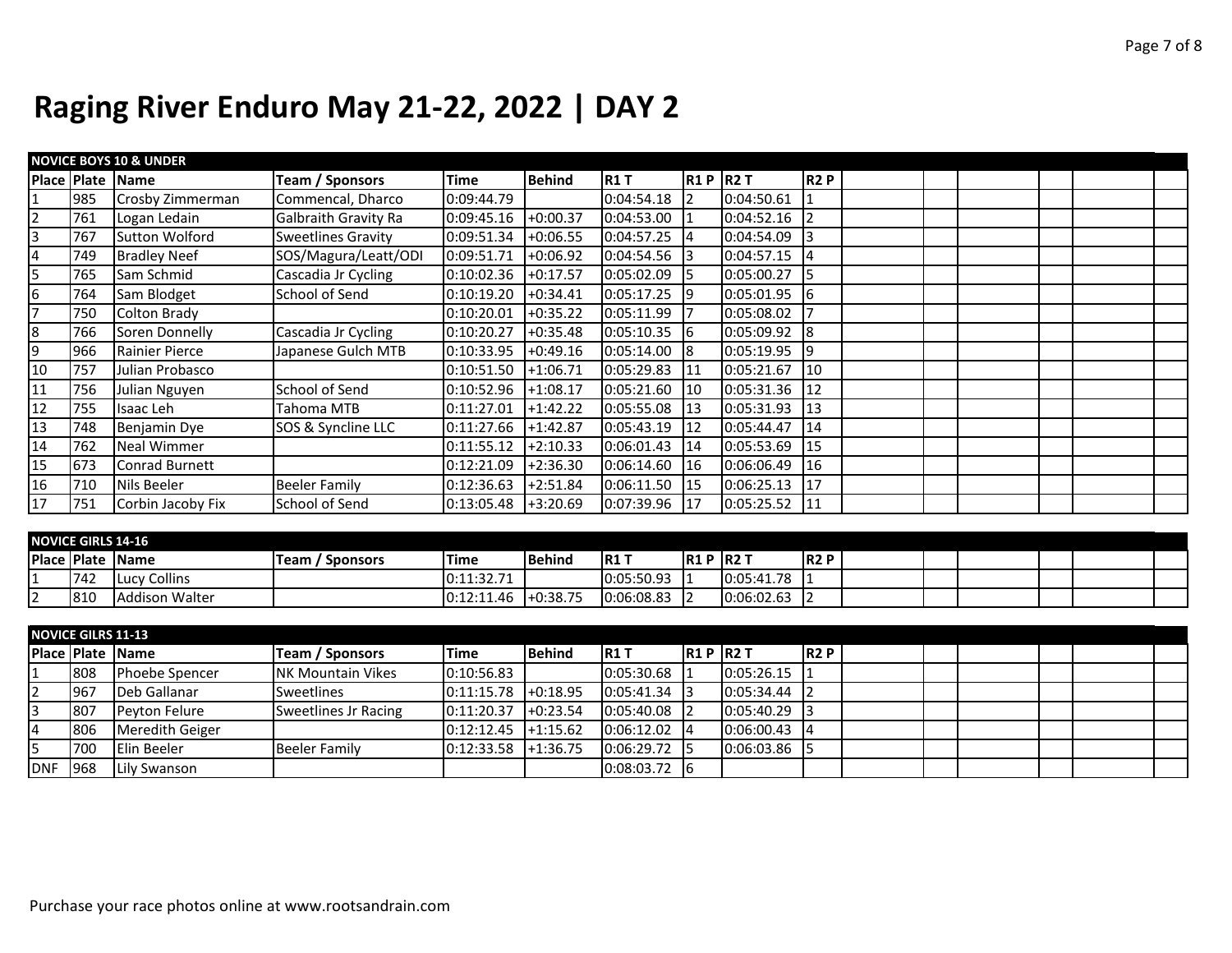# Raging River Enduro May 21-22, 2022 | DAY 2

**NOVICE BOYS 10 & UNDER**

| Place | Plate | Name | Team / Sponsors | Time | Behind | R1 T | R1 P | R2 T | R2 P |
|---|---|---|---|---|---|---|---|---|---|
| 1 | 985 | Crosby Zimmerman | Commencal, Dharco | 0:09:44.79 | | 0:04:54.18 | 2 | 0:04:50.61 | 1 |
| 2 | 761 | Logan Ledain | Galbraith Gravity Ra | 0:09:45.16 | +0:00.37 | 0:04:53.00 | 1 | 0:04:52.16 | 2 |
| 3 | 767 | Sutton Wolford | Sweetlines Gravity | 0:09:51.34 | +0:06.55 | 0:04:57.25 | 4 | 0:04:54.09 | 3 |
| 4 | 749 | Bradley Neef | SOS/Magura/Leatt/ODI | 0:09:51.71 | +0:06.92 | 0:04:54.56 | 3 | 0:04:57.15 | 4 |
| 5 | 765 | Sam Schmid | Cascadia Jr Cycling | 0:10:02.36 | +0:17.57 | 0:05:02.09 | 5 | 0:05:00.27 | 5 |
| 6 | 764 | Sam Blodget | School of Send | 0:10:19.20 | +0:34.41 | 0:05:17.25 | 9 | 0:05:01.95 | 6 |
| 7 | 750 | Colton Brady | | 0:10:20.01 | +0:35.22 | 0:05:11.99 | 7 | 0:05:08.02 | 7 |
| 8 | 766 | Soren Donnelly | Cascadia Jr Cycling | 0:10:20.27 | +0:35.48 | 0:05:10.35 | 6 | 0:05:09.92 | 8 |
| 9 | 966 | Rainier Pierce | Japanese Gulch MTB | 0:10:33.95 | +0:49.16 | 0:05:14.00 | 8 | 0:05:19.95 | 9 |
| 10 | 757 | Julian Probasco | | 0:10:51.50 | +1:06.71 | 0:05:29.83 | 11 | 0:05:21.67 | 10 |
| 11 | 756 | Julian Nguyen | School of Send | 0:10:52.96 | +1:08.17 | 0:05:21.60 | 10 | 0:05:31.36 | 12 |
| 12 | 755 | Isaac Leh | Tahoma MTB | 0:11:27.01 | +1:42.22 | 0:05:55.08 | 13 | 0:05:31.93 | 13 |
| 13 | 748 | Benjamin Dye | SOS & Syncline LLC | 0:11:27.66 | +1:42.87 | 0:05:43.19 | 12 | 0:05:44.47 | 14 |
| 14 | 762 | Neal Wimmer | | 0:11:55.12 | +2:10.33 | 0:06:01.43 | 14 | 0:05:53.69 | 15 |
| 15 | 673 | Conrad Burnett | | 0:12:21.09 | +2:36.30 | 0:06:14.60 | 16 | 0:06:06.49 | 16 |
| 16 | 710 | Nils Beeler | Beeler Family | 0:12:36.63 | +2:51.84 | 0:06:11.50 | 15 | 0:06:25.13 | 17 |
| 17 | 751 | Corbin Jacoby Fix | School of Send | 0:13:05.48 | +3:20.69 | 0:07:39.96 | 17 | 0:05:25.52 | 11 |

**NOVICE GIRLS 14-16**

| Place | Plate | Name | Team / Sponsors | Time | Behind | R1 T | R1 P | R2 T | R2 P |
|---|---|---|---|---|---|---|---|---|---|
| 1 | 742 | Lucy Collins | | 0:11:32.71 | | 0:05:50.93 | 1 | 0:05:41.78 | 1 |
| 2 | 810 | Addison Walter | | 0:12:11.46 | +0:38.75 | 0:06:08.83 | 2 | 0:06:02.63 | 2 |

**NOVICE GILRS 11-13**

| Place | Plate | Name | Team / Sponsors | Time | Behind | R1 T | R1 P | R2 T | R2 P |
|---|---|---|---|---|---|---|---|---|---|
| 1 | 808 | Phoebe Spencer | NK Mountain Vikes | 0:10:56.83 | | 0:05:30.68 | 1 | 0:05:26.15 | 1 |
| 2 | 967 | Deb Gallanar | Sweetlines | 0:11:15.78 | +0:18.95 | 0:05:41.34 | 3 | 0:05:34.44 | 2 |
| 3 | 807 | Peyton Felure | Sweetlines Jr Racing | 0:11:20.37 | +0:23.54 | 0:05:40.08 | 2 | 0:05:40.29 | 3 |
| 4 | 806 | Meredith Geiger | | 0:12:12.45 | +1:15.62 | 0:06:12.02 | 4 | 0:06:00.43 | 4 |
| 5 | 700 | Elin Beeler | Beeler Family | 0:12:33.58 | +1:36.75 | 0:06:29.72 | 5 | 0:06:03.86 | 5 |
| DNF | 968 | Lily Swanson | | | | 0:08:03.72 | 6 | | |

Purchase your race photos online at www.rootsandrain.com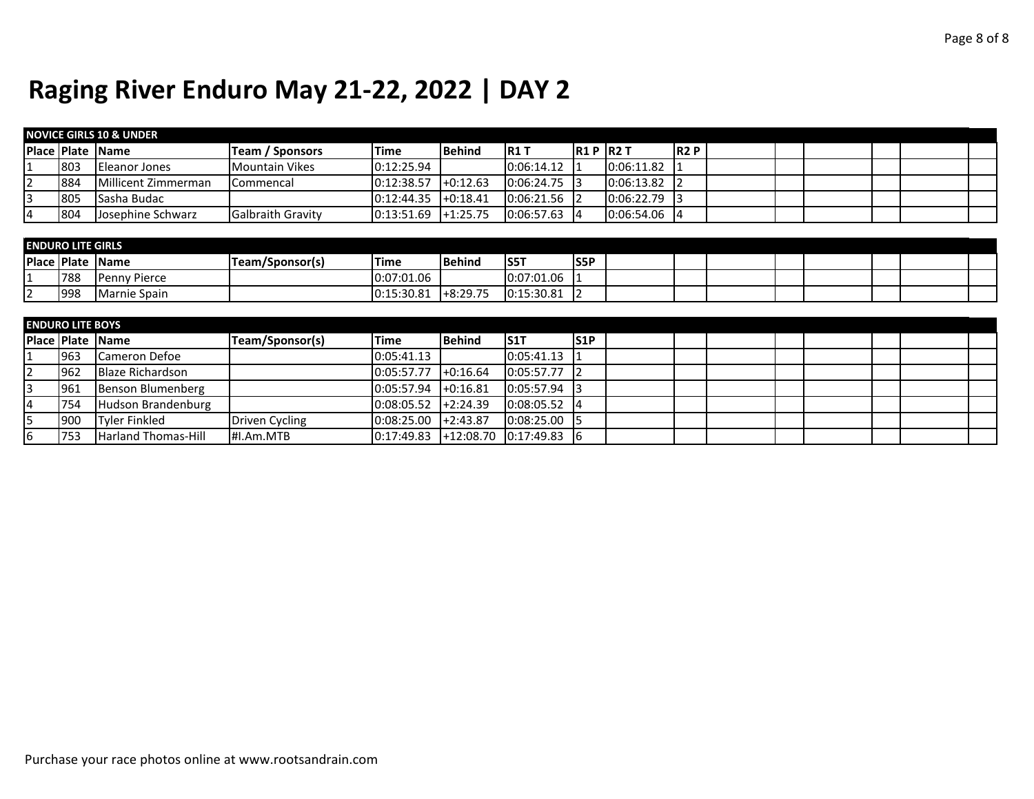# Raging River Enduro May 21-22, 2022 | DAY 2

**NOVICE GIRLS 10 & UNDER**

| Place | Plate | Name | Team / Sponsors | Time | Behind | R1 T | R1 P | R2 T | R2 P |
|---|---|---|---|---|---|---|---|---|---|
| 1 | 803 | Eleanor Jones | Mountain Vikes | 0:12:25.94 | | 0:06:14.12 | 1 | 0:06:11.82 | 1 |
| 2 | 884 | Millicent Zimmerman | Commencal | 0:12:38.57 | +0:12.63 | 0:06:24.75 | 3 | 0:06:13.82 | 2 |
| 3 | 805 | Sasha Budac | | 0:12:44.35 | +0:18.41 | 0:06:21.56 | 2 | 0:06:22.79 | 3 |
| 4 | 804 | Josephine Schwarz | Galbraith Gravity | 0:13:51.69 | +1:25.75 | 0:06:57.63 | 4 | 0:06:54.06 | 4 |

**ENDURO LITE GIRLS**

| Place | Plate | Name | Team/Sponsor(s) | Time | Behind | S5T | S5P |
|---|---|---|---|---|---|---|---|
| 1 | 788 | Penny Pierce | | 0:07:01.06 | | 0:07:01.06 | 1 |
| 2 | 998 | Marnie Spain | | 0:15:30.81 | +8:29.75 | 0:15:30.81 | 2 |

**ENDURO LITE BOYS**

| Place | Plate | Name | Team/Sponsor(s) | Time | Behind | S1T | S1P |
|---|---|---|---|---|---|---|---|
| 1 | 963 | Cameron Defoe | | 0:05:41.13 | | 0:05:41.13 | 1 |
| 2 | 962 | Blaze Richardson | | 0:05:57.77 | +0:16.64 | 0:05:57.77 | 2 |
| 3 | 961 | Benson Blumenberg | | 0:05:57.94 | +0:16.81 | 0:05:57.94 | 3 |
| 4 | 754 | Hudson Brandenburg | | 0:08:05.52 | +2:24.39 | 0:08:05.52 | 4 |
| 5 | 900 | Tyler Finkled | Driven Cycling | 0:08:25.00 | +2:43.87 | 0:08:25.00 | 5 |
| 6 | 753 | Harland Thomas-Hill | #I.Am.MTB | 0:17:49.83 | +12:08.70 | 0:17:49.83 | 6 |

Purchase your race photos online at www.rootsandrain.com